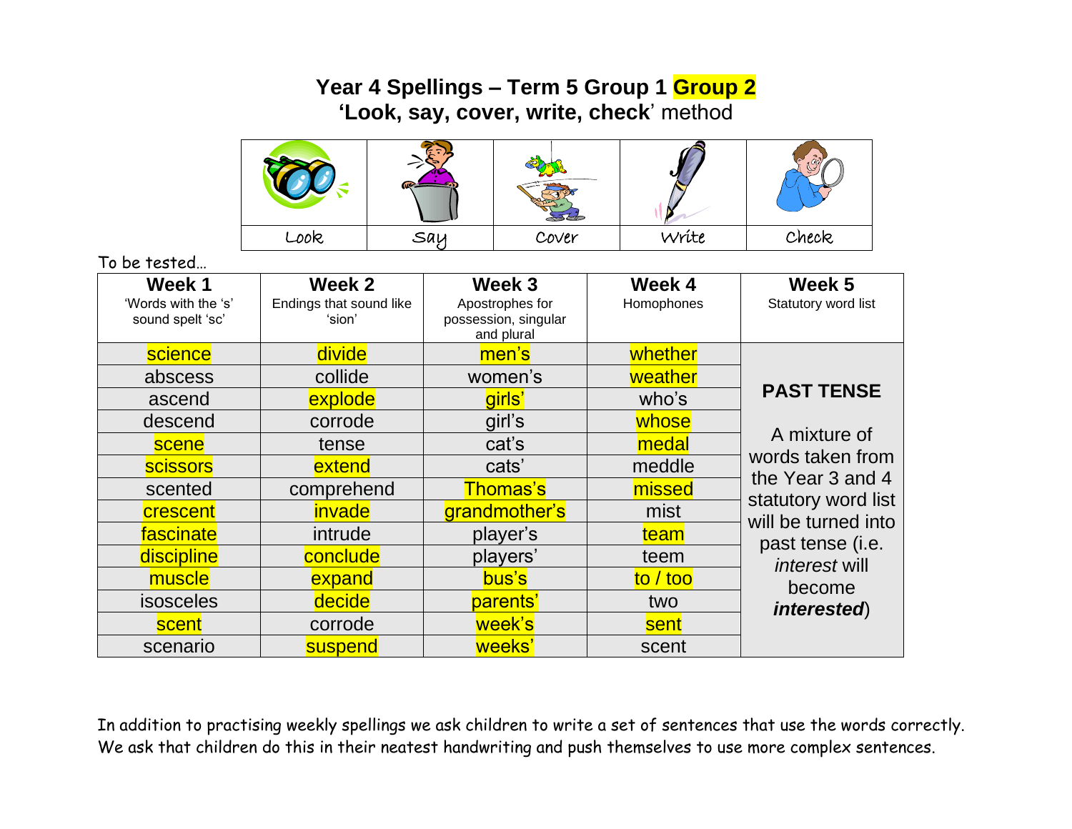# Year 4 Spellings – Term 5 Group 1 Group 2

**'Look, say, cover, write, check'** method

| Look | Say | Cover | Write | Check |
|---|---|---|---|---|

To be tested…

| Week 1<br>'Words with the 's' sound spelt 'sc' | Week 2<br>Endings that sound like 'sion' | Week 3<br>Apostrophes for possession, singular and plural | Week 4<br>Homophones | Week 5<br>Statutory word list |
|---|---|---|---|---|
| science | divide | men's | whether | **PAST TENSE**<br><br>A mixture of words taken from the Year 3 and 4 statutory word list will be turned into past tense (i.e. *interest* will become ***interested***) |
| abscess | collide | women's | weather | |
| ascend | explode | girls' | who's | |
| descend | corrode | girl's | whose | |
| scene | tense | cat's | medal | |
| scissors | extend | cats' | meddle | |
| scented | comprehend | Thomas's | missed | |
| crescent | invade | grandmother's | mist | |
| fascinate | intrude | player's | team | |
| discipline | conclude | players' | teem | |
| muscle | expand | bus's | to / too | |
| isosceles | decide | parents' | two | |
| scent | corrode | week's | sent | |
| scenario | suspend | weeks' | scent | |

In addition to practising weekly spellings we ask children to write a set of sentences that use the words correctly. We ask that children do this in their neatest handwriting and push themselves to use more complex sentences.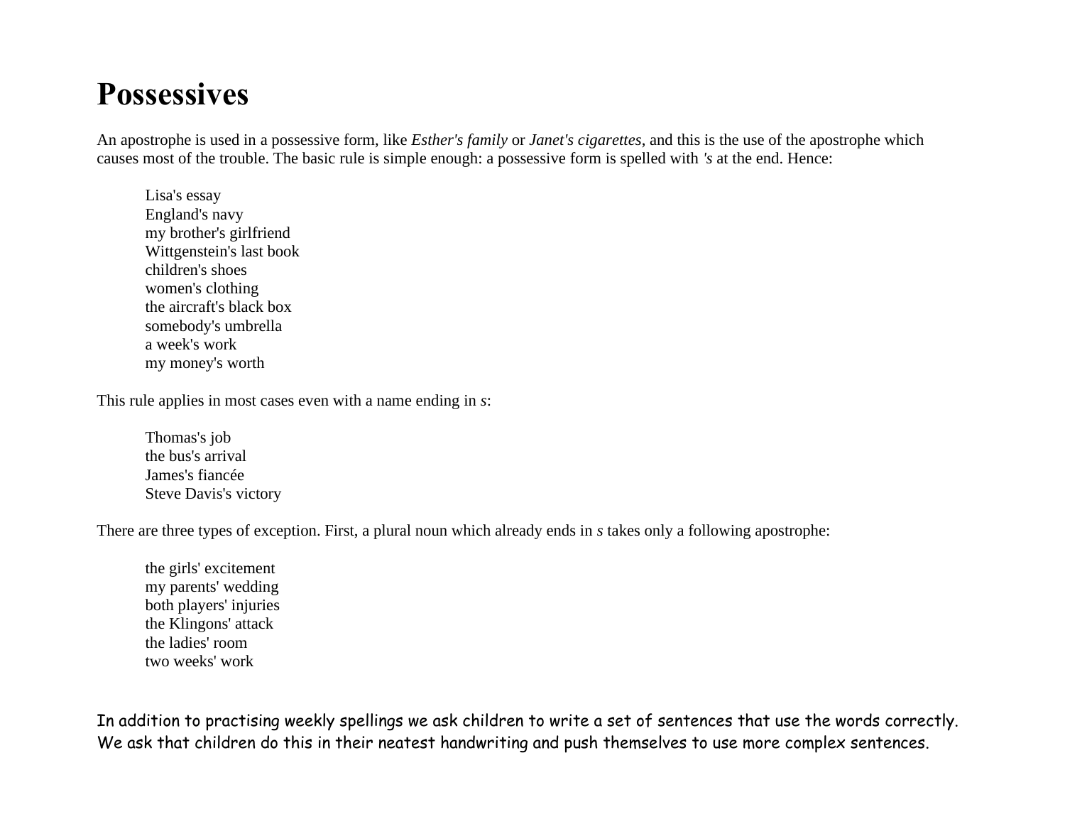# Possessives

An apostrophe is used in a possessive form, like *Esther's family* or *Janet's cigarettes*, and this is the use of the apostrophe which causes most of the trouble. The basic rule is simple enough: a possessive form is spelled with *'s* at the end. Hence:

> Lisa's essay  
> England's navy  
> my brother's girlfriend  
> Wittgenstein's last book  
> children's shoes  
> women's clothing  
> the aircraft's black box  
> somebody's umbrella  
> a week's work  
> my money's worth

This rule applies in most cases even with a name ending in *s*:

> Thomas's job  
> the bus's arrival  
> James's fiancée  
> Steve Davis's victory

There are three types of exception. First, a plural noun which already ends in *s* takes only a following apostrophe:

> the girls' excitement  
> my parents' wedding  
> both players' injuries  
> the Klingons' attack  
> the ladies' room  
> two weeks' work

In addition to practising weekly spellings we ask children to write a set of sentences that use the words correctly. We ask that children do this in their neatest handwriting and push themselves to use more complex sentences.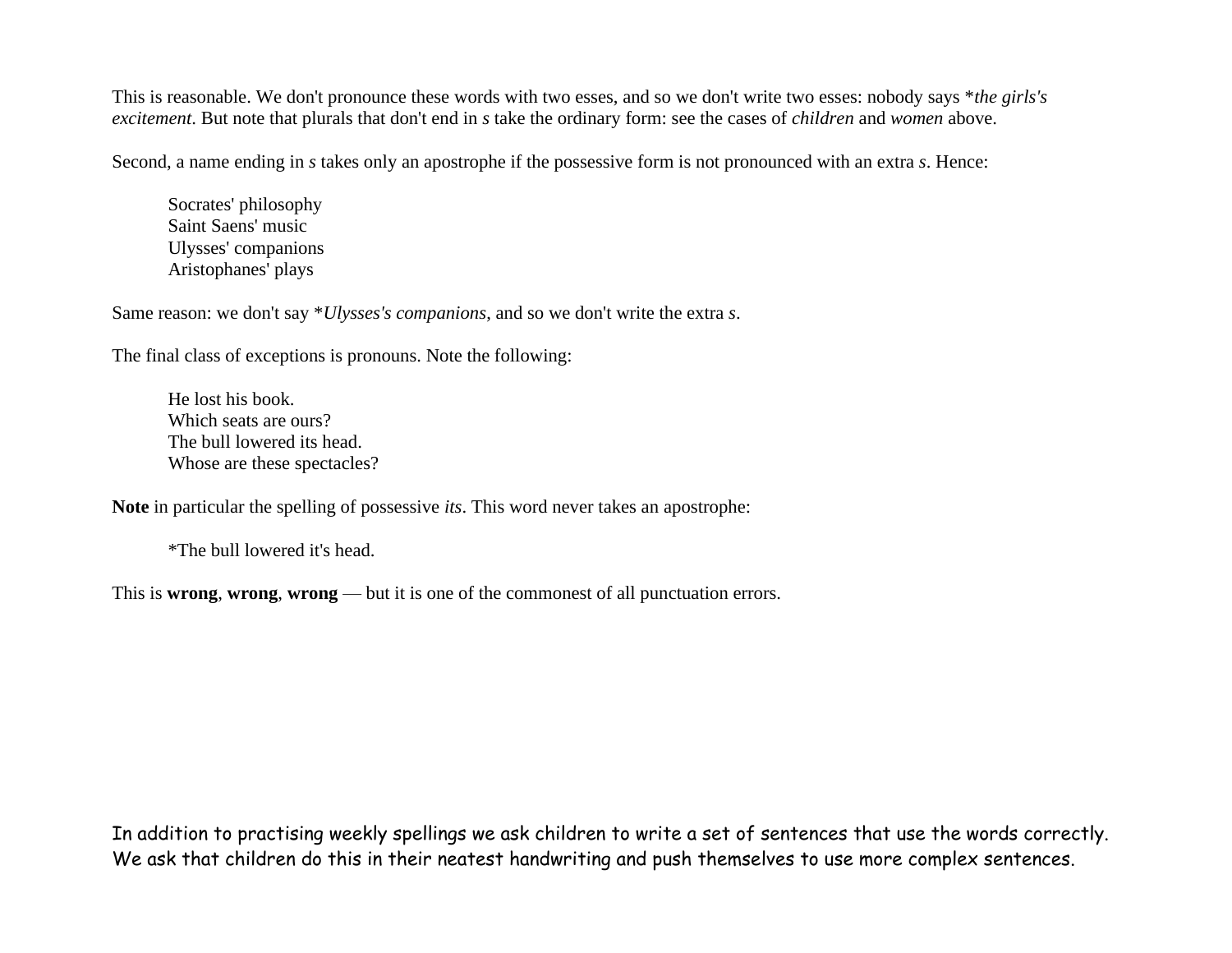This is reasonable. We don't pronounce these words with two esses, and so we don't write two esses: nobody says **the girls's excitement*. But note that plurals that don't end in *s* take the ordinary form: see the cases of *children* and *women* above.

Second, a name ending in *s* takes only an apostrophe if the possessive form is not pronounced with an extra *s*. Hence:

> Socrates' philosophy
> Saint Saens' music
> Ulysses' companions
> Aristophanes' plays

Same reason: we don't say **Ulysses's companions*, and so we don't write the extra *s*.

The final class of exceptions is pronouns. Note the following:

> He lost his book.
> Which seats are ours?
> The bull lowered its head.
> Whose are these spectacles?

**Note** in particular the spelling of possessive *its*. This word never takes an apostrophe:

> *The bull lowered it's head.

This is **wrong**, **wrong**, **wrong** — but it is one of the commonest of all punctuation errors.

In addition to practising weekly spellings we ask children to write a set of sentences that use the words correctly. We ask that children do this in their neatest handwriting and push themselves to use more complex sentences.